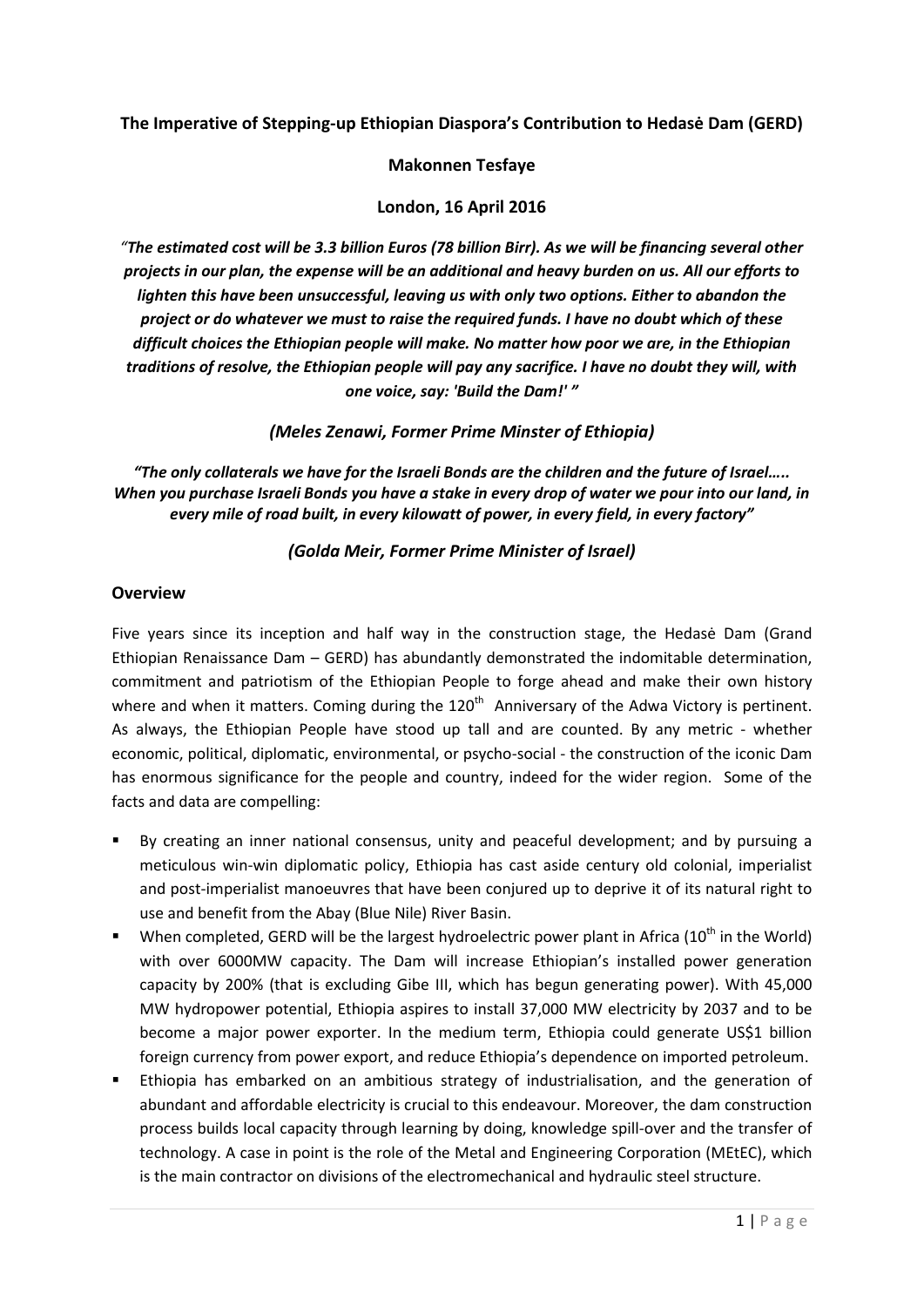**The Imperative of Stepping-up Ethiopian Diaspora's Contribution to Hedasė Dam (GERD)**

**Makonnen Tesfaye**

**London, 16 April 2016**

***"The estimated cost will be 3.3 billion Euros (78 billion Birr). As we will be financing several other projects in our plan, the expense will be an additional and heavy burden on us. All our efforts to lighten this have been unsuccessful, leaving us with only two options. Either to abandon the project or do whatever we must to raise the required funds. I have no doubt which of these difficult choices the Ethiopian people will make. No matter how poor we are, in the Ethiopian traditions of resolve, the Ethiopian people will pay any sacrifice. I have no doubt they will, with one voice, say: 'Build the Dam!' "***

***(Meles Zenawi, Former Prime Minster of Ethiopia)***

***"The only collaterals we have for the Israeli Bonds are the children and the future of Israel….. When you purchase Israeli Bonds you have a stake in every drop of water we pour into our land, in every mile of road built, in every kilowatt of power, in every field, in every factory"***

***(Golda Meir, Former Prime Minister of Israel)***

## Overview

Five years since its inception and half way in the construction stage, the Hedasė Dam (Grand Ethiopian Renaissance Dam – GERD) has abundantly demonstrated the indomitable determination, commitment and patriotism of the Ethiopian People to forge ahead and make their own history where and when it matters. Coming during the 120th Anniversary of the Adwa Victory is pertinent. As always, the Ethiopian People have stood up tall and are counted. By any metric - whether economic, political, diplomatic, environmental, or psycho-social - the construction of the iconic Dam has enormous significance for the people and country, indeed for the wider region. Some of the facts and data are compelling:

- By creating an inner national consensus, unity and peaceful development; and by pursuing a meticulous win-win diplomatic policy, Ethiopia has cast aside century old colonial, imperialist and post-imperialist manoeuvres that have been conjured up to deprive it of its natural right to use and benefit from the Abay (Blue Nile) River Basin.
- When completed, GERD will be the largest hydroelectric power plant in Africa (10th in the World) with over 6000MW capacity. The Dam will increase Ethiopian's installed power generation capacity by 200% (that is excluding Gibe III, which has begun generating power). With 45,000 MW hydropower potential, Ethiopia aspires to install 37,000 MW electricity by 2037 and to be become a major power exporter. In the medium term, Ethiopia could generate US$1 billion foreign currency from power export, and reduce Ethiopia's dependence on imported petroleum.
- Ethiopia has embarked on an ambitious strategy of industrialisation, and the generation of abundant and affordable electricity is crucial to this endeavour. Moreover, the dam construction process builds local capacity through learning by doing, knowledge spill-over and the transfer of technology. A case in point is the role of the Metal and Engineering Corporation (MEtEC), which is the main contractor on divisions of the electromechanical and hydraulic steel structure.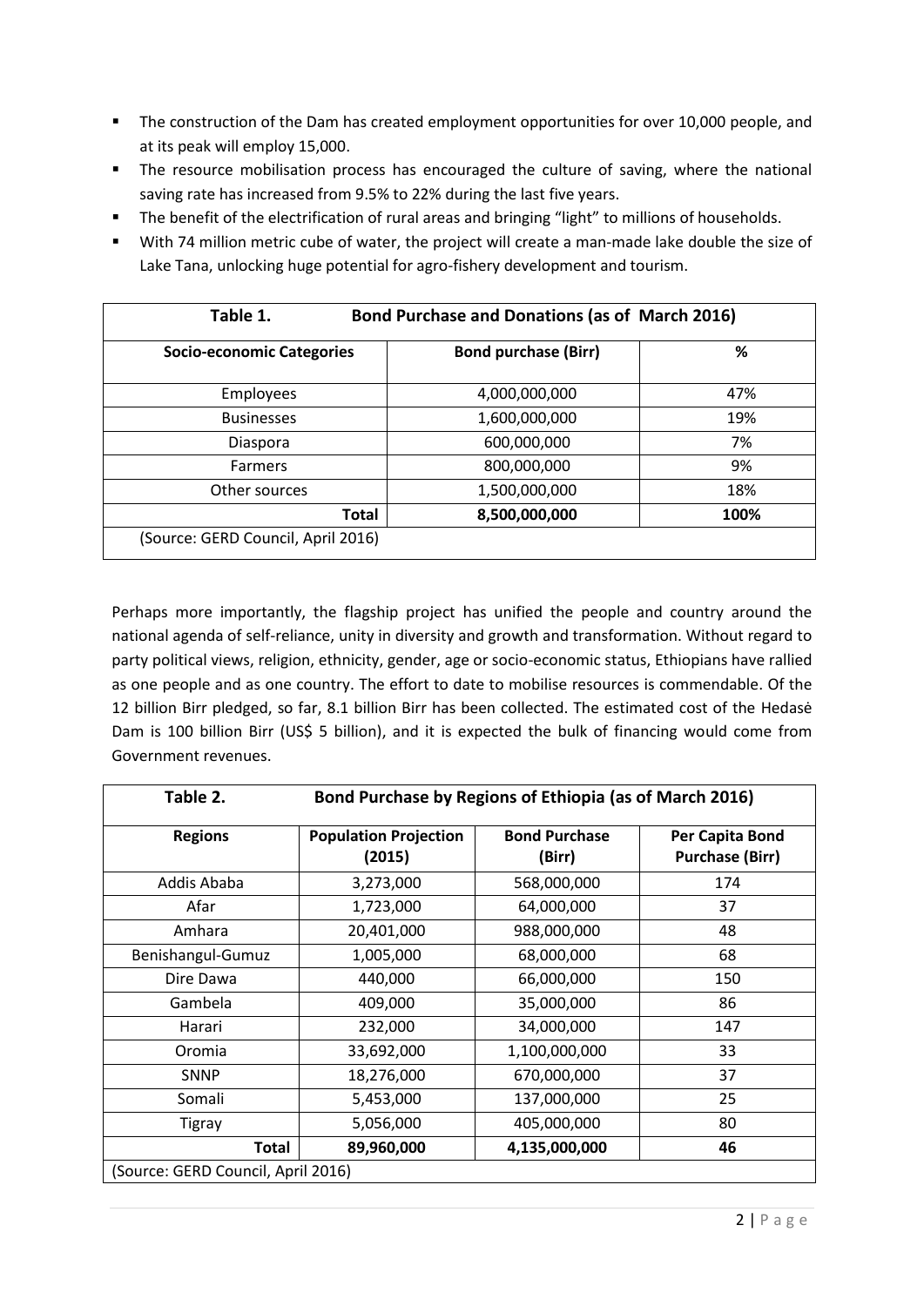- The construction of the Dam has created employment opportunities for over 10,000 people, and at its peak will employ 15,000.
- The resource mobilisation process has encouraged the culture of saving, where the national saving rate has increased from 9.5% to 22% during the last five years.
- The benefit of the electrification of rural areas and bringing "light" to millions of households.
- With 74 million metric cube of water, the project will create a man-made lake double the size of Lake Tana, unlocking huge potential for agro-fishery development and tourism.

**Table 1. Bond Purchase and Donations (as of March 2016)**

| Socio-economic Categories | Bond purchase (Birr) | % |
|---|---|---|
| Employees | 4,000,000,000 | 47% |
| Businesses | 1,600,000,000 | 19% |
| Diaspora | 600,000,000 | 7% |
| Farmers | 800,000,000 | 9% |
| Other sources | 1,500,000,000 | 18% |
| **Total** | **8,500,000,000** | **100%** |

(Source: GERD Council, April 2016)

Perhaps more importantly, the flagship project has unified the people and country around the national agenda of self-reliance, unity in diversity and growth and transformation. Without regard to party political views, religion, ethnicity, gender, age or socio-economic status, Ethiopians have rallied as one people and as one country. The effort to date to mobilise resources is commendable. Of the 12 billion Birr pledged, so far, 8.1 billion Birr has been collected. The estimated cost of the Hedasė Dam is 100 billion Birr (US$ 5 billion), and it is expected the bulk of financing would come from Government revenues.

**Table 2. Bond Purchase by Regions of Ethiopia (as of March 2016)**

| Regions | Population Projection (2015) | Bond Purchase (Birr) | Per Capita Bond Purchase (Birr) |
|---|---|---|---|
| Addis Ababa | 3,273,000 | 568,000,000 | 174 |
| Afar | 1,723,000 | 64,000,000 | 37 |
| Amhara | 20,401,000 | 988,000,000 | 48 |
| Benishangul-Gumuz | 1,005,000 | 68,000,000 | 68 |
| Dire Dawa | 440,000 | 66,000,000 | 150 |
| Gambela | 409,000 | 35,000,000 | 86 |
| Harari | 232,000 | 34,000,000 | 147 |
| Oromia | 33,692,000 | 1,100,000,000 | 33 |
| SNNP | 18,276,000 | 670,000,000 | 37 |
| Somali | 5,453,000 | 137,000,000 | 25 |
| Tigray | 5,056,000 | 405,000,000 | 80 |
| **Total** | **89,960,000** | **4,135,000,000** | **46** |

(Source: GERD Council, April 2016)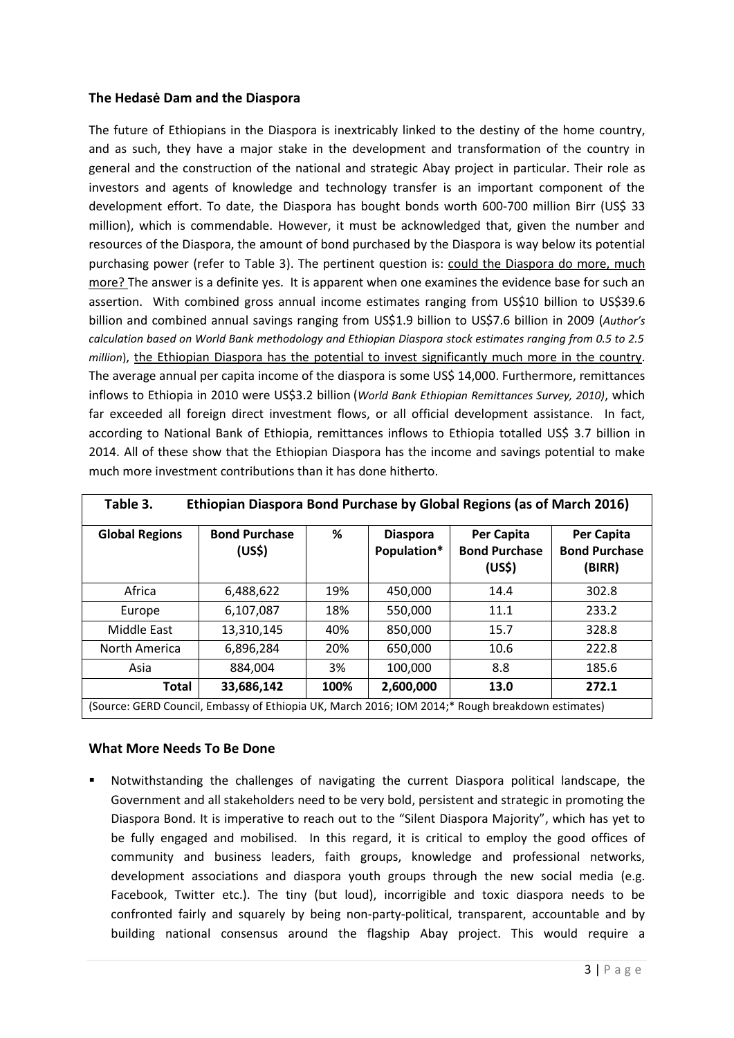### The Hedasė Dam and the Diaspora

The future of Ethiopians in the Diaspora is inextricably linked to the destiny of the home country, and as such, they have a major stake in the development and transformation of the country in general and the construction of the national and strategic Abay project in particular. Their role as investors and agents of knowledge and technology transfer is an important component of the development effort. To date, the Diaspora has bought bonds worth 600-700 million Birr (US$ 33 million), which is commendable. However, it must be acknowledged that, given the number and resources of the Diaspora, the amount of bond purchased by the Diaspora is way below its potential purchasing power (refer to Table 3). The pertinent question is: <u>could the Diaspora do more, much more?</u> The answer is a definite yes. It is apparent when one examines the evidence base for such an assertion. With combined gross annual income estimates ranging from US$10 billion to US$39.6 billion and combined annual savings ranging from US$1.9 billion to US$7.6 billion in 2009 (*Author's calculation based on World Bank methodology and Ethiopian Diaspora stock estimates ranging from 0.5 to 2.5 million*), <u>the Ethiopian Diaspora has the potential to invest significantly much more in the country</u>. The average annual per capita income of the diaspora is some US$ 14,000. Furthermore, remittances inflows to Ethiopia in 2010 were US$3.2 billion (*World Bank Ethiopian Remittances Survey, 2010)*, which far exceeded all foreign direct investment flows, or all official development assistance. In fact, according to National Bank of Ethiopia, remittances inflows to Ethiopia totalled US$ 3.7 billion in 2014. All of these show that the Ethiopian Diaspora has the income and savings potential to make much more investment contributions than it has done hitherto.

**Table 3. Ethiopian Diaspora Bond Purchase by Global Regions (as of March 2016)**

| Global Regions | Bond Purchase (US$) | % | Diaspora Population* | Per Capita Bond Purchase (US$) | Per Capita Bond Purchase (BIRR) |
|---|---|---|---|---|---|
| Africa | 6,488,622 | 19% | 450,000 | 14.4 | 302.8 |
| Europe | 6,107,087 | 18% | 550,000 | 11.1 | 233.2 |
| Middle East | 13,310,145 | 40% | 850,000 | 15.7 | 328.8 |
| North America | 6,896,284 | 20% | 650,000 | 10.6 | 222.8 |
| Asia | 884,004 | 3% | 100,000 | 8.8 | 185.6 |
| **Total** | **33,686,142** | **100%** | **2,600,000** | **13.0** | **272.1** |

(Source: GERD Council, Embassy of Ethiopia UK, March 2016; IOM 2014;* Rough breakdown estimates)

### What More Needs To Be Done

- Notwithstanding the challenges of navigating the current Diaspora political landscape, the Government and all stakeholders need to be very bold, persistent and strategic in promoting the Diaspora Bond. It is imperative to reach out to the "Silent Diaspora Majority", which has yet to be fully engaged and mobilised. In this regard, it is critical to employ the good offices of community and business leaders, faith groups, knowledge and professional networks, development associations and diaspora youth groups through the new social media (e.g. Facebook, Twitter etc.). The tiny (but loud), incorrigible and toxic diaspora needs to be confronted fairly and squarely by being non-party-political, transparent, accountable and by building national consensus around the flagship Abay project. This would require a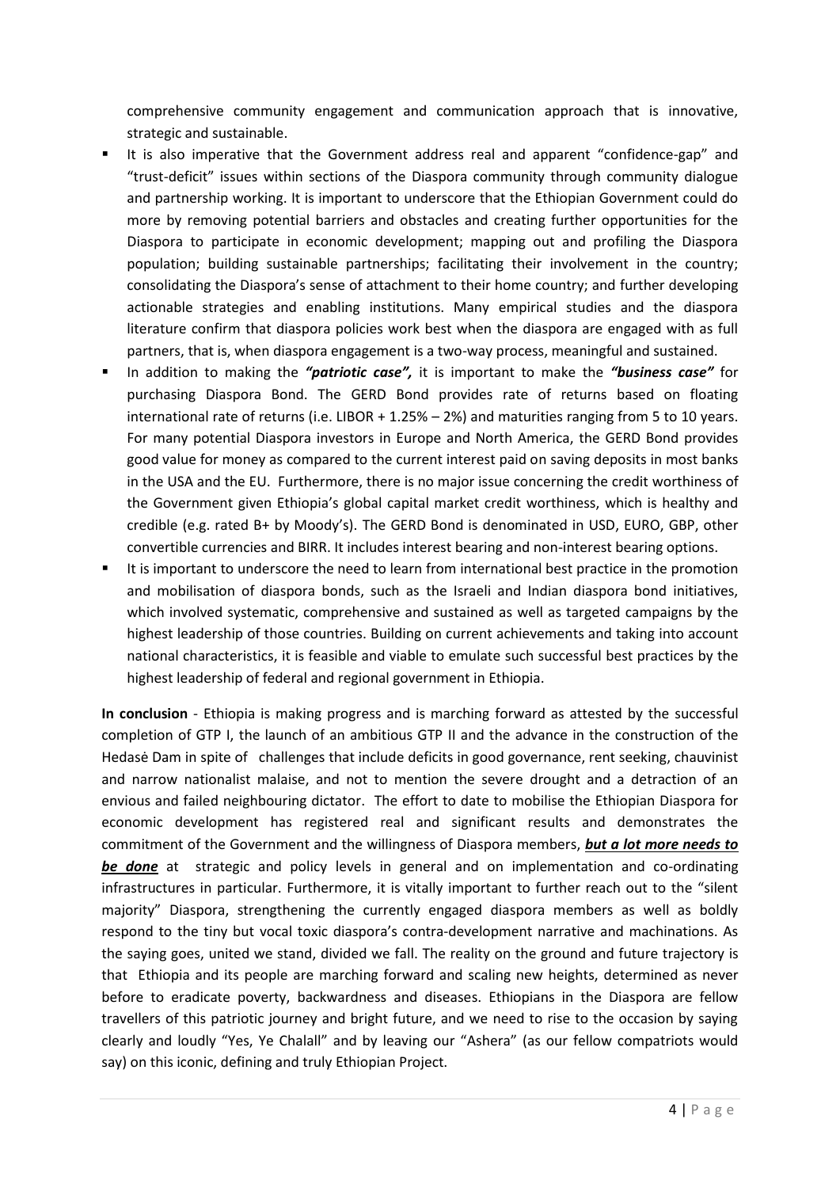comprehensive community engagement and communication approach that is innovative, strategic and sustainable.

- It is also imperative that the Government address real and apparent "confidence-gap" and "trust-deficit" issues within sections of the Diaspora community through community dialogue and partnership working. It is important to underscore that the Ethiopian Government could do more by removing potential barriers and obstacles and creating further opportunities for the Diaspora to participate in economic development; mapping out and profiling the Diaspora population; building sustainable partnerships; facilitating their involvement in the country; consolidating the Diaspora's sense of attachment to their home country; and further developing actionable strategies and enabling institutions. Many empirical studies and the diaspora literature confirm that diaspora policies work best when the diaspora are engaged with as full partners, that is, when diaspora engagement is a two-way process, meaningful and sustained.
- In addition to making the ***"patriotic case",*** it is important to make the ***"business case"*** for purchasing Diaspora Bond. The GERD Bond provides rate of returns based on floating international rate of returns (i.e. LIBOR + 1.25% – 2%) and maturities ranging from 5 to 10 years. For many potential Diaspora investors in Europe and North America, the GERD Bond provides good value for money as compared to the current interest paid on saving deposits in most banks in the USA and the EU. Furthermore, there is no major issue concerning the credit worthiness of the Government given Ethiopia's global capital market credit worthiness, which is healthy and credible (e.g. rated B+ by Moody's). The GERD Bond is denominated in USD, EURO, GBP, other convertible currencies and BIRR. It includes interest bearing and non-interest bearing options.
- It is important to underscore the need to learn from international best practice in the promotion and mobilisation of diaspora bonds, such as the Israeli and Indian diaspora bond initiatives, which involved systematic, comprehensive and sustained as well as targeted campaigns by the highest leadership of those countries. Building on current achievements and taking into account national characteristics, it is feasible and viable to emulate such successful best practices by the highest leadership of federal and regional government in Ethiopia.

**In conclusion** - Ethiopia is making progress and is marching forward as attested by the successful completion of GTP I, the launch of an ambitious GTP II and the advance in the construction of the Hedasė Dam in spite of challenges that include deficits in good governance, rent seeking, chauvinist and narrow nationalist malaise, and not to mention the severe drought and a detraction of an envious and failed neighbouring dictator. The effort to date to mobilise the Ethiopian Diaspora for economic development has registered real and significant results and demonstrates the commitment of the Government and the willingness of Diaspora members, ***<u>but a lot more needs to be done</u>*** at strategic and policy levels in general and on implementation and co-ordinating infrastructures in particular. Furthermore, it is vitally important to further reach out to the "silent majority" Diaspora, strengthening the currently engaged diaspora members as well as boldly respond to the tiny but vocal toxic diaspora's contra-development narrative and machinations. As the saying goes, united we stand, divided we fall. The reality on the ground and future trajectory is that Ethiopia and its people are marching forward and scaling new heights, determined as never before to eradicate poverty, backwardness and diseases. Ethiopians in the Diaspora are fellow travellers of this patriotic journey and bright future, and we need to rise to the occasion by saying clearly and loudly "Yes, Ye Chalall" and by leaving our "Ashera" (as our fellow compatriots would say) on this iconic, defining and truly Ethiopian Project.